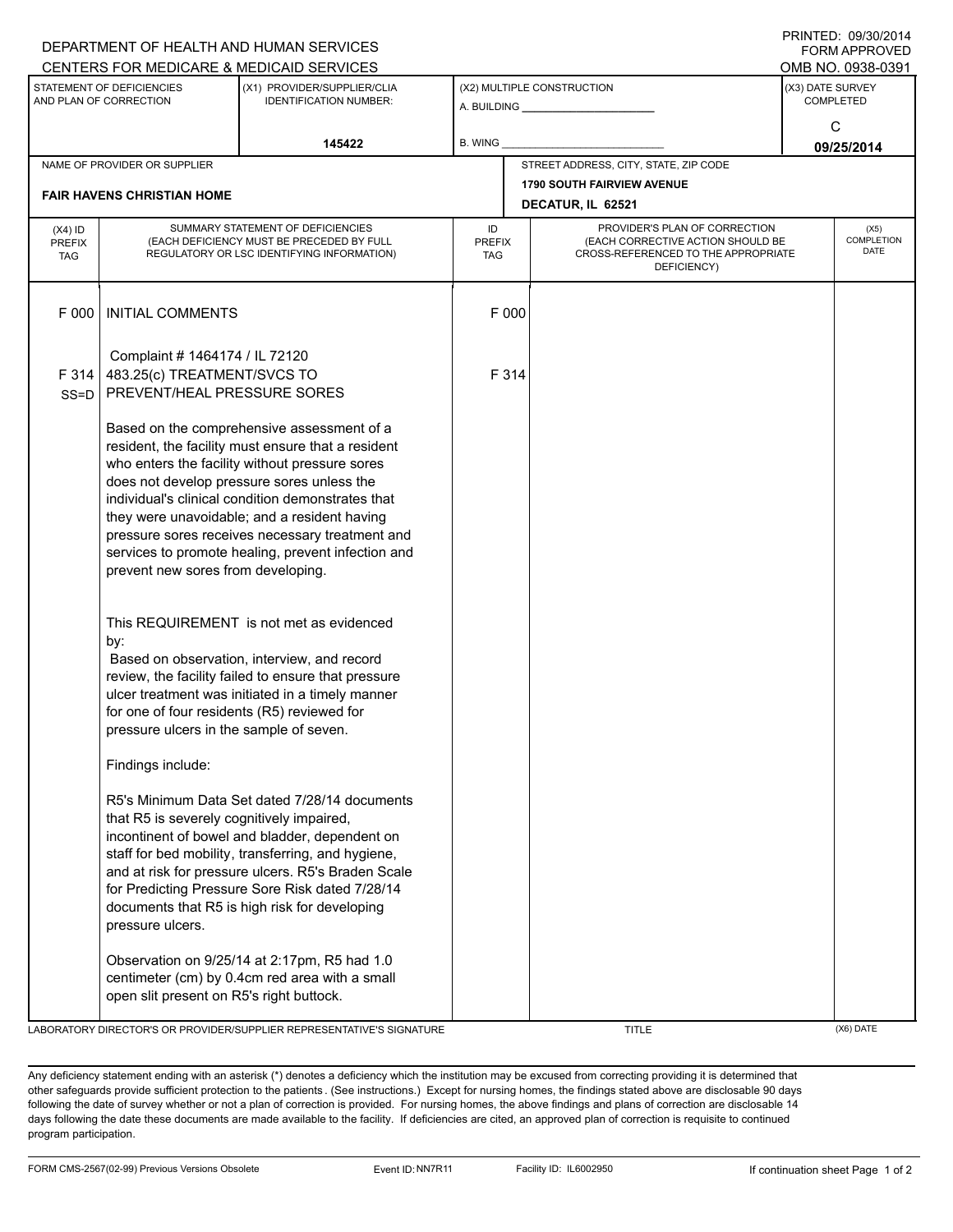DEPARTMENT OF HEALTH AND HUMAN SERVICES
CENTERS FOR MEDICARE & MEDICAID SERVICES

PRINTED: 09/30/2014
FORM APPROVED
OMB NO. 0938-0391

| STATEMENT OF DEFICIENCIES AND PLAN OF CORRECTION | (X1) PROVIDER/SUPPLIER/CLIA IDENTIFICATION NUMBER: | (X2) MULTIPLE CONSTRUCTION | (X3) DATE SURVEY COMPLETED |
|---|---|---|---|
| | 145422 | A. BUILDING ______ B. WING ______ | C 09/25/2014 |

| NAME OF PROVIDER OR SUPPLIER | STREET ADDRESS, CITY, STATE, ZIP CODE |
|---|---|
| FAIR HAVENS CHRISTIAN HOME | 1790 SOUTH FAIRVIEW AVENUE DECATUR, IL 62521 |

| (X4) ID PREFIX TAG | SUMMARY STATEMENT OF DEFICIENCIES (EACH DEFICIENCY MUST BE PRECEDED BY FULL REGULATORY OR LSC IDENTIFYING INFORMATION) | ID PREFIX TAG | PROVIDER'S PLAN OF CORRECTION (EACH CORRECTIVE ACTION SHOULD BE CROSS-REFERENCED TO THE APPROPRIATE DEFICIENCY) | (X5) COMPLETION DATE |
|---|---|---|---|---|
| F 000 | INITIAL COMMENTS<br><br>Complaint # 1464174 / IL 72120 | F 000 | | |
| F 314 SS=D | 483.25(c) TREATMENT/SVCS TO PREVENT/HEAL PRESSURE SORES<br><br>Based on the comprehensive assessment of a resident, the facility must ensure that a resident who enters the facility without pressure sores does not develop pressure sores unless the individual's clinical condition demonstrates that they were unavoidable; and a resident having pressure sores receives necessary treatment and services to promote healing, prevent infection and prevent new sores from developing.<br><br>This REQUIREMENT is not met as evidenced by:<br>Based on observation, interview, and record review, the facility failed to ensure that pressure ulcer treatment was initiated in a timely manner for one of four residents (R5) reviewed for pressure ulcers in the sample of seven.<br><br>Findings include:<br><br>R5's Minimum Data Set dated 7/28/14 documents that R5 is severely cognitively impaired, incontinent of bowel and bladder, dependent on staff for bed mobility, transferring, and hygiene, and at risk for pressure ulcers. R5's Braden Scale for Predicting Pressure Sore Risk dated 7/28/14 documents that R5 is high risk for developing pressure ulcers.<br><br>Observation on 9/25/14 at 2:17pm, R5 had 1.0 centimeter (cm) by 0.4cm red area with a small open slit present on R5's right buttock. | F 314 | | |

LABORATORY DIRECTOR'S OR PROVIDER/SUPPLIER REPRESENTATIVE'S SIGNATURE | TITLE | (X6) DATE

Any deficiency statement ending with an asterisk (*) denotes a deficiency which the institution may be excused from correcting providing it is determined that other safeguards provide sufficient protection to the patients . (See instructions.) Except for nursing homes, the findings stated above are disclosable 90 days following the date of survey whether or not a plan of correction is provided. For nursing homes, the above findings and plans of correction are disclosable 14 days following the date these documents are made available to the facility. If deficiencies are cited, an approved plan of correction is requisite to continued program participation.

FORM CMS-2567(02-99) Previous Versions Obsolete | Event ID: NN7R11 | Facility ID: IL6002950 | If continuation sheet Page 1 of 2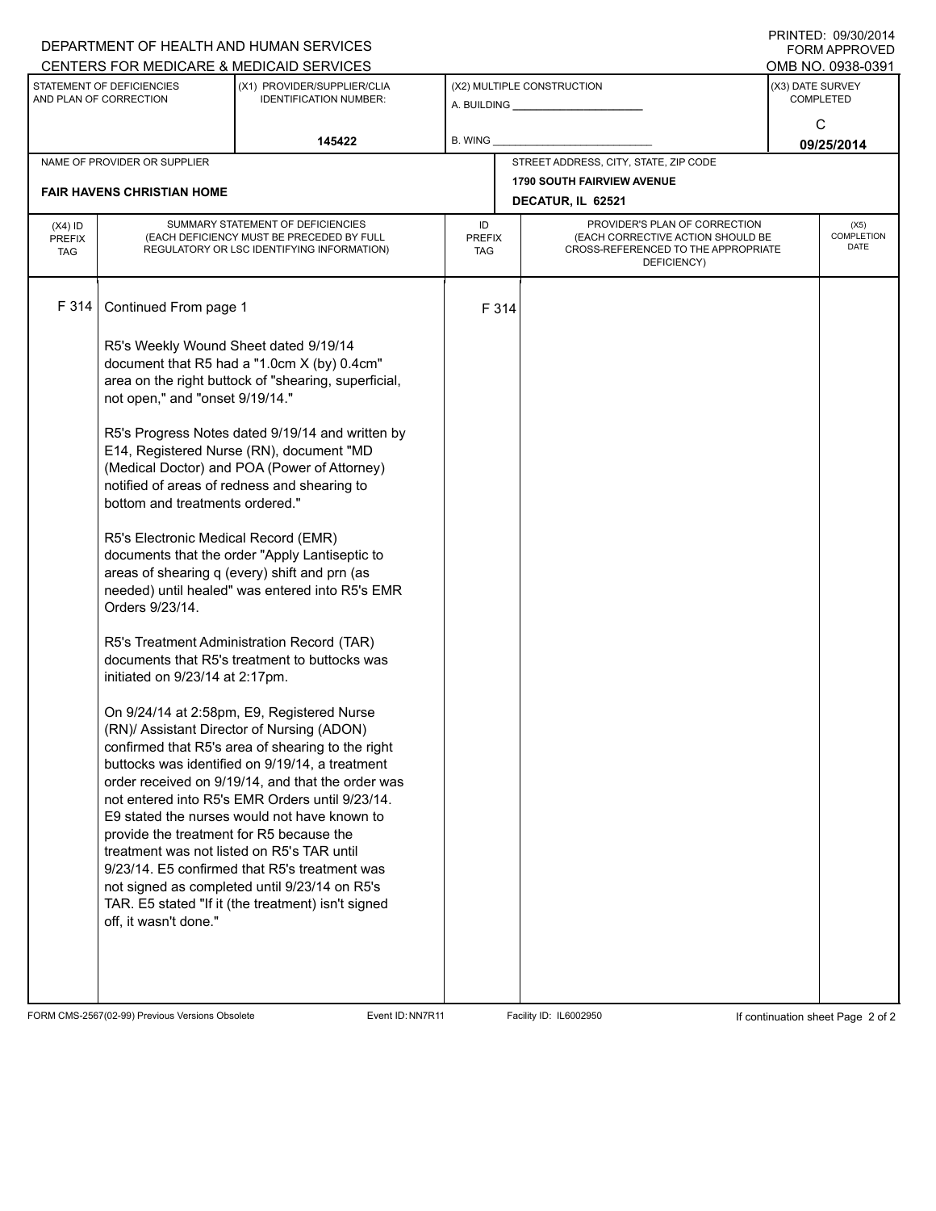DEPARTMENT OF HEALTH AND HUMAN SERVICES
CENTERS FOR MEDICARE & MEDICAID SERVICES

PRINTED: 09/30/2014
FORM APPROVED
OMB NO. 0938-0391

| STATEMENT OF DEFICIENCIES AND PLAN OF CORRECTION | (X1) PROVIDER/SUPPLIER/CLIA IDENTIFICATION NUMBER: | (X2) MULTIPLE CONSTRUCTION | (X3) DATE SURVEY COMPLETED |
|---|---|---|---|
| | 145422 | A. BUILDING ______ B. WING ______ | C 09/25/2014 |

| NAME OF PROVIDER OR SUPPLIER | STREET ADDRESS, CITY, STATE, ZIP CODE |
|---|---|
| FAIR HAVENS CHRISTIAN HOME | 1790 SOUTH FAIRVIEW AVENUE DECATUR, IL 62521 |

| (X4) ID PREFIX TAG | SUMMARY STATEMENT OF DEFICIENCIES (EACH DEFICIENCY MUST BE PRECEDED BY FULL REGULATORY OR LSC IDENTIFYING INFORMATION) | ID PREFIX TAG | PROVIDER'S PLAN OF CORRECTION (EACH CORRECTIVE ACTION SHOULD BE CROSS-REFERENCED TO THE APPROPRIATE DEFICIENCY) | (X5) COMPLETION DATE |
|---|---|---|---|---|
| F 314 | Continued From page 1<br><br>R5's Weekly Wound Sheet dated 9/19/14 document that R5 had a "1.0cm X (by) 0.4cm" area on the right buttock of "shearing, superficial, not open," and "onset 9/19/14."<br><br>R5's Progress Notes dated 9/19/14 and written by E14, Registered Nurse (RN), document "MD (Medical Doctor) and POA (Power of Attorney) notified of areas of redness and shearing to bottom and treatments ordered."<br><br>R5's Electronic Medical Record (EMR) documents that the order "Apply Lantiseptic to areas of shearing q (every) shift and prn (as needed) until healed" was entered into R5's EMR Orders 9/23/14.<br><br>R5's Treatment Administration Record (TAR) documents that R5's treatment to buttocks was initiated on 9/23/14 at 2:17pm.<br><br>On 9/24/14 at 2:58pm, E9, Registered Nurse (RN)/ Assistant Director of Nursing (ADON) confirmed that R5's area of shearing to the right buttocks was identified on 9/19/14, a treatment order received on 9/19/14, and that the order was not entered into R5's EMR Orders until 9/23/14. E9 stated the nurses would not have known to provide the treatment for R5 because the treatment was not listed on R5's TAR until 9/23/14. E5 confirmed that R5's treatment was not signed as completed until 9/23/14 on R5's TAR. E5 stated "If it (the treatment) isn't signed off, it wasn't done." | F 314 | | |

FORM CMS-2567(02-99) Previous Versions Obsolete | Event ID: NN7R11 | Facility ID: IL6002950 | If continuation sheet Page 2 of 2